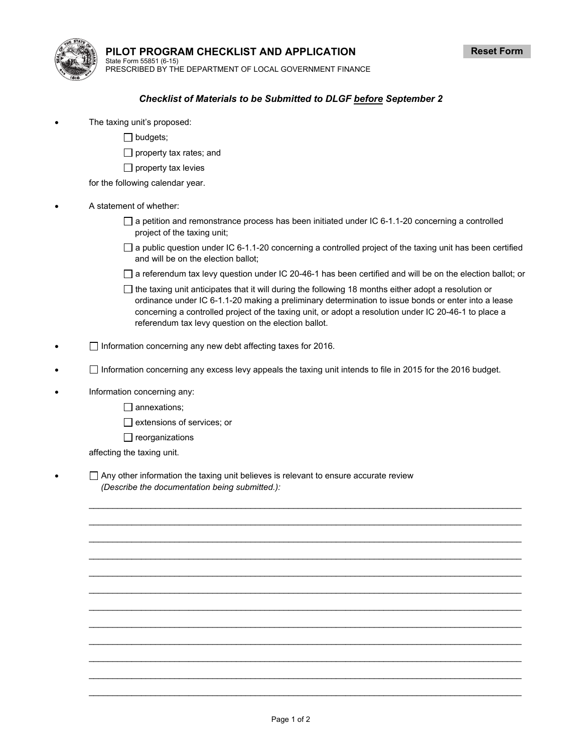# PILOT PROGRAM CHECKLIST AND APPLICATION

State Form 55851 (6-15)
PRESCRIBED BY THE DEPARTMENT OF LOCAL GOVERNMENT FINANCE

Reset Form

### *Checklist of Materials to be Submitted to DLGF before September 2*

- The taxing unit's proposed:
  - ☐ budgets;
  - ☐ property tax rates; and
  - ☐ property tax levies

  for the following calendar year.

- A statement of whether:
  - ☐ a petition and remonstrance process has been initiated under IC 6-1.1-20 concerning a controlled project of the taxing unit;
  - ☐ a public question under IC 6-1.1-20 concerning a controlled project of the taxing unit has been certified and will be on the election ballot;
  - ☐ a referendum tax levy question under IC 20-46-1 has been certified and will be on the election ballot; or
  - ☐ the taxing unit anticipates that it will during the following 18 months either adopt a resolution or ordinance under IC 6-1.1-20 making a preliminary determination to issue bonds or enter into a lease concerning a controlled project of the taxing unit, or adopt a resolution under IC 20-46-1 to place a referendum tax levy question on the election ballot.

- ☐ Information concerning any new debt affecting taxes for 2016.

- ☐ Information concerning any excess levy appeals the taxing unit intends to file in 2015 for the 2016 budget.

- Information concerning any:
  - ☐ annexations;
  - ☐ extensions of services; or
  - ☐ reorganizations

  affecting the taxing unit.

- ☐ Any other information the taxing unit believes is relevant to ensure accurate review *(Describe the documentation being submitted.):*

____________________________________________________________________________________________
____________________________________________________________________________________________
____________________________________________________________________________________________
____________________________________________________________________________________________
____________________________________________________________________________________________
____________________________________________________________________________________________
____________________________________________________________________________________________
____________________________________________________________________________________________
____________________________________________________________________________________________
____________________________________________________________________________________________
____________________________________________________________________________________________
____________________________________________________________________________________________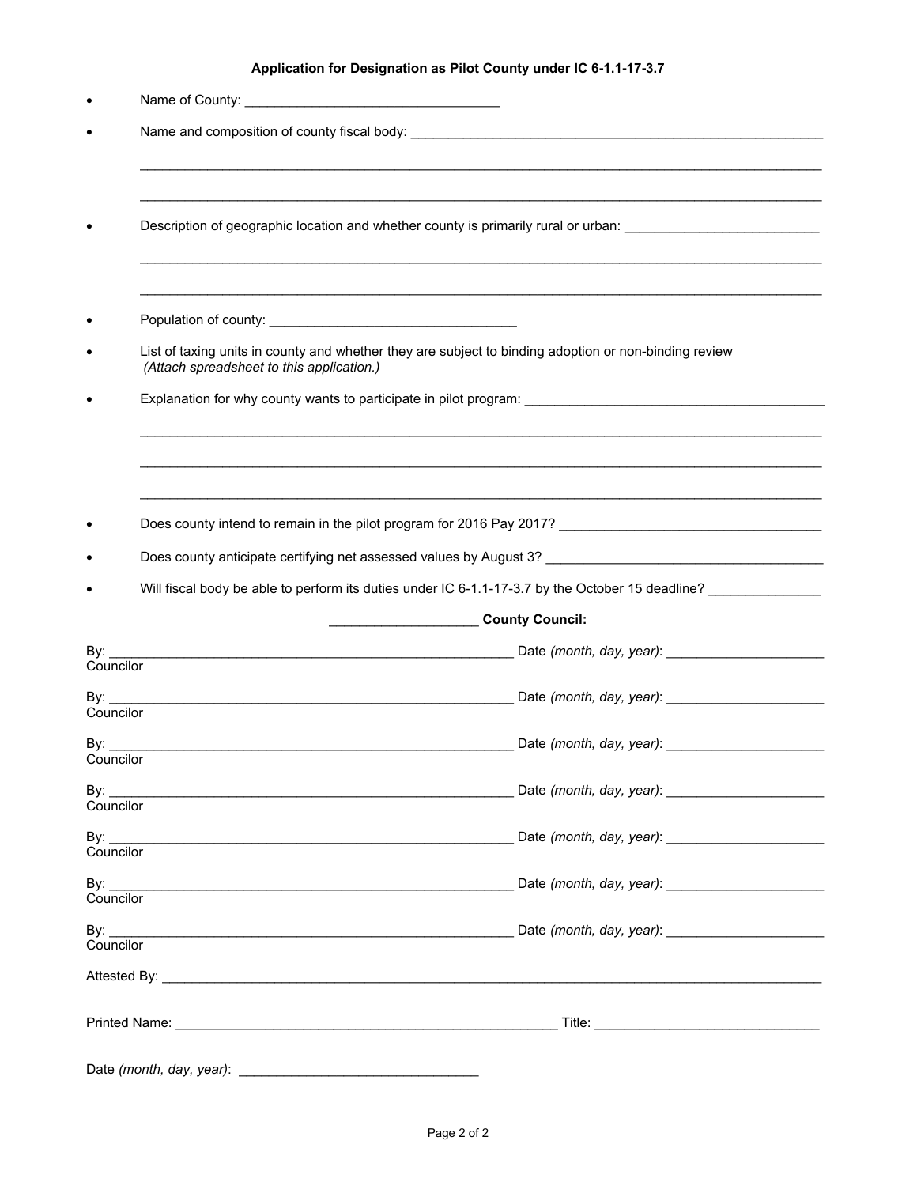**Application for Designation as Pilot County under IC 6-1.1-17-3.7**

- Name of County: ___________________________________
- Name and composition of county fiscal body: ___________________________________________________________
  ______________________________________________________________________________________________
  ______________________________________________________________________________________________
- Description of geographic location and whether county is primarily rural or urban: ___________________________
  ______________________________________________________________________________________________
  ______________________________________________________________________________________________
- Population of county: __________________________________
- List of taxing units in county and whether they are subject to binding adoption or non-binding review *(Attach spreadsheet to this application.)*
- Explanation for why county wants to participate in pilot program: __________________________________________
  ______________________________________________________________________________________________
  ______________________________________________________________________________________________
  ______________________________________________________________________________________________
- Does county intend to remain in the pilot program for 2016 Pay 2017? _____________________________________
- Does county anticipate certifying net assessed values by August 3? _______________________________________
- Will fiscal body be able to perform its duties under IC 6-1.1-17-3.7 by the October 15 deadline? _______________

____________________ **County Council:**

By: _______________________________________________________ Date *(month, day, year)*: _____________________
Councilor

By: _______________________________________________________ Date *(month, day, year)*: _____________________
Councilor

By: _______________________________________________________ Date *(month, day, year)*: _____________________
Councilor

By: _______________________________________________________ Date *(month, day, year)*: _____________________
Councilor

By: _______________________________________________________ Date *(month, day, year)*: _____________________
Councilor

By: _______________________________________________________ Date *(month, day, year)*: _____________________
Councilor

By: _______________________________________________________ Date *(month, day, year)*: _____________________
Councilor

Attested By: _____________________________________________________________________________________________

Printed Name: _____________________________________________________ Title: ______________________________

Date *(month, day, year)*: ________________________________